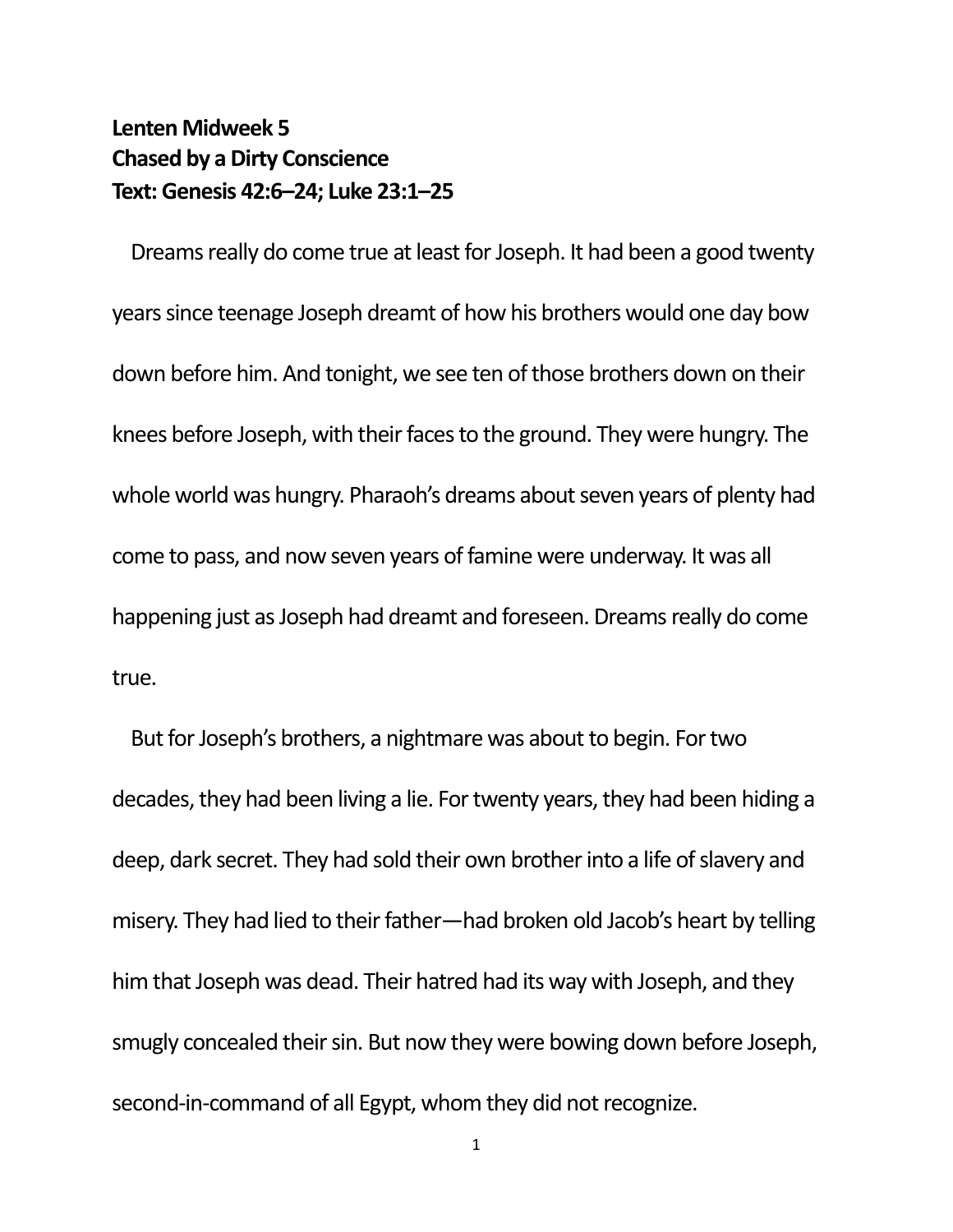**Lenten Midweek 5**
**Chased by a Dirty Conscience**
**Text: Genesis 42:6–24; Luke 23:1–25**

Dreams really do come true at least for Joseph. It had been a good twenty years since teenage Joseph dreamt of how his brothers would one day bow down before him. And tonight, we see ten of those brothers down on their knees before Joseph, with their faces to the ground. They were hungry. The whole world was hungry. Pharaoh's dreams about seven years of plenty had come to pass, and now seven years of famine were underway. It was all happening just as Joseph had dreamt and foreseen. Dreams really do come true.

But for Joseph's brothers, a nightmare was about to begin. For two decades, they had been living a lie. For twenty years, they had been hiding a deep, dark secret. They had sold their own brother into a life of slavery and misery. They had lied to their father—had broken old Jacob's heart by telling him that Joseph was dead. Their hatred had its way with Joseph, and they smugly concealed their sin. But now they were bowing down before Joseph, second-in-command of all Egypt, whom they did not recognize.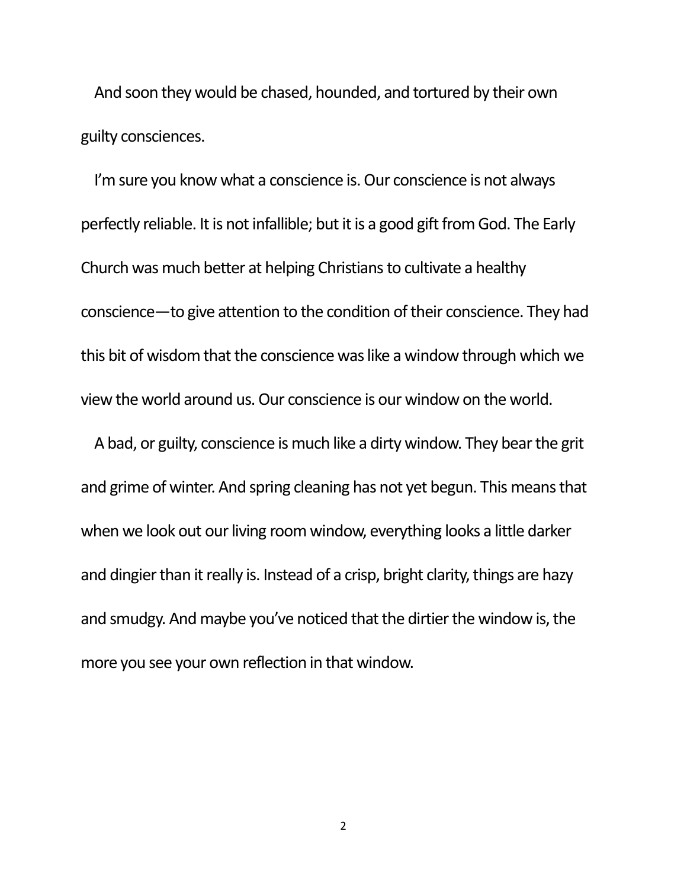And soon they would be chased, hounded, and tortured by their own guilty consciences.

I'm sure you know what a conscience is. Our conscience is not always perfectly reliable. It is not infallible; but it is a good gift from God. The Early Church was much better at helping Christians to cultivate a healthy conscience—to give attention to the condition of their conscience. They had this bit of wisdom that the conscience was like a window through which we view the world around us. Our conscience is our window on the world.

A bad, or guilty, conscience is much like a dirty window. They bear the grit and grime of winter. And spring cleaning has not yet begun. This means that when we look out our living room window, everything looks a little darker and dingier than it really is. Instead of a crisp, bright clarity, things are hazy and smudgy. And maybe you've noticed that the dirtier the window is, the more you see your own reflection in that window.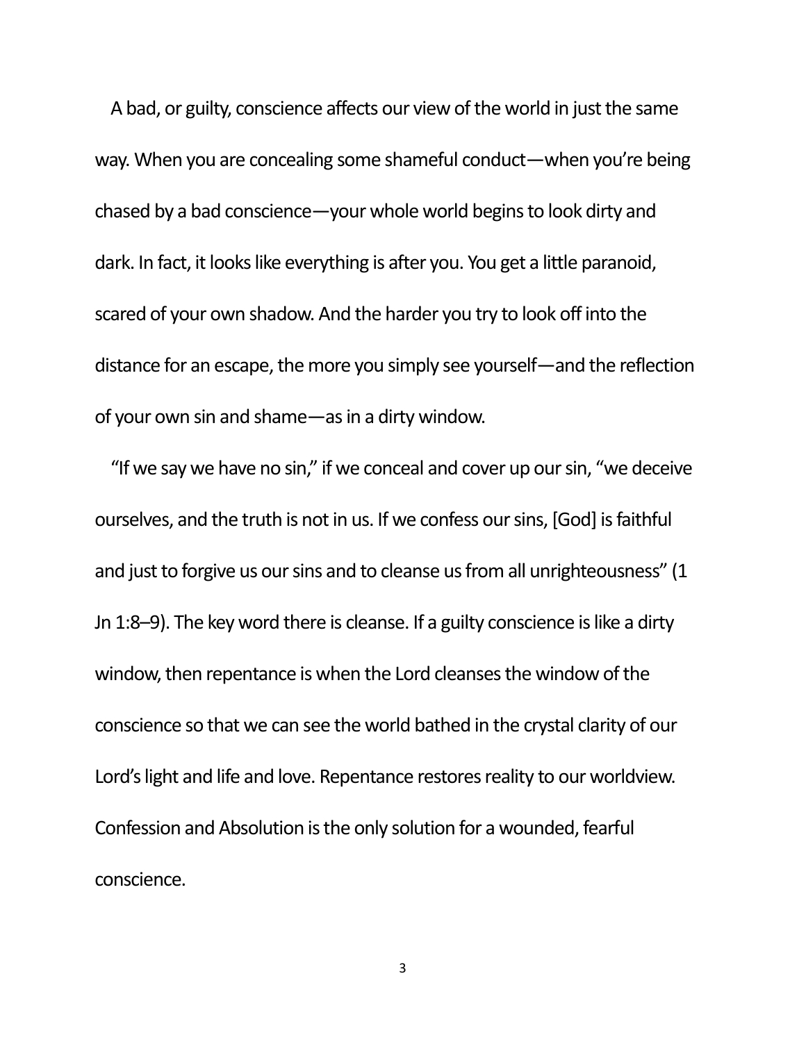A bad, or guilty, conscience affects our view of the world in just the same way. When you are concealing some shameful conduct—when you're being chased by a bad conscience—your whole world begins to look dirty and dark. In fact, it looks like everything is after you. You get a little paranoid, scared of your own shadow. And the harder you try to look off into the distance for an escape, the more you simply see yourself—and the reflection of your own sin and shame—as in a dirty window.

"If we say we have no sin," if we conceal and cover up our sin, "we deceive ourselves, and the truth is not in us. If we confess our sins, [God] is faithful and just to forgive us our sins and to cleanse us from all unrighteousness" (1 Jn 1:8–9). The key word there is cleanse. If a guilty conscience is like a dirty window, then repentance is when the Lord cleanses the window of the conscience so that we can see the world bathed in the crystal clarity of our Lord's light and life and love. Repentance restores reality to our worldview. Confession and Absolution is the only solution for a wounded, fearful conscience.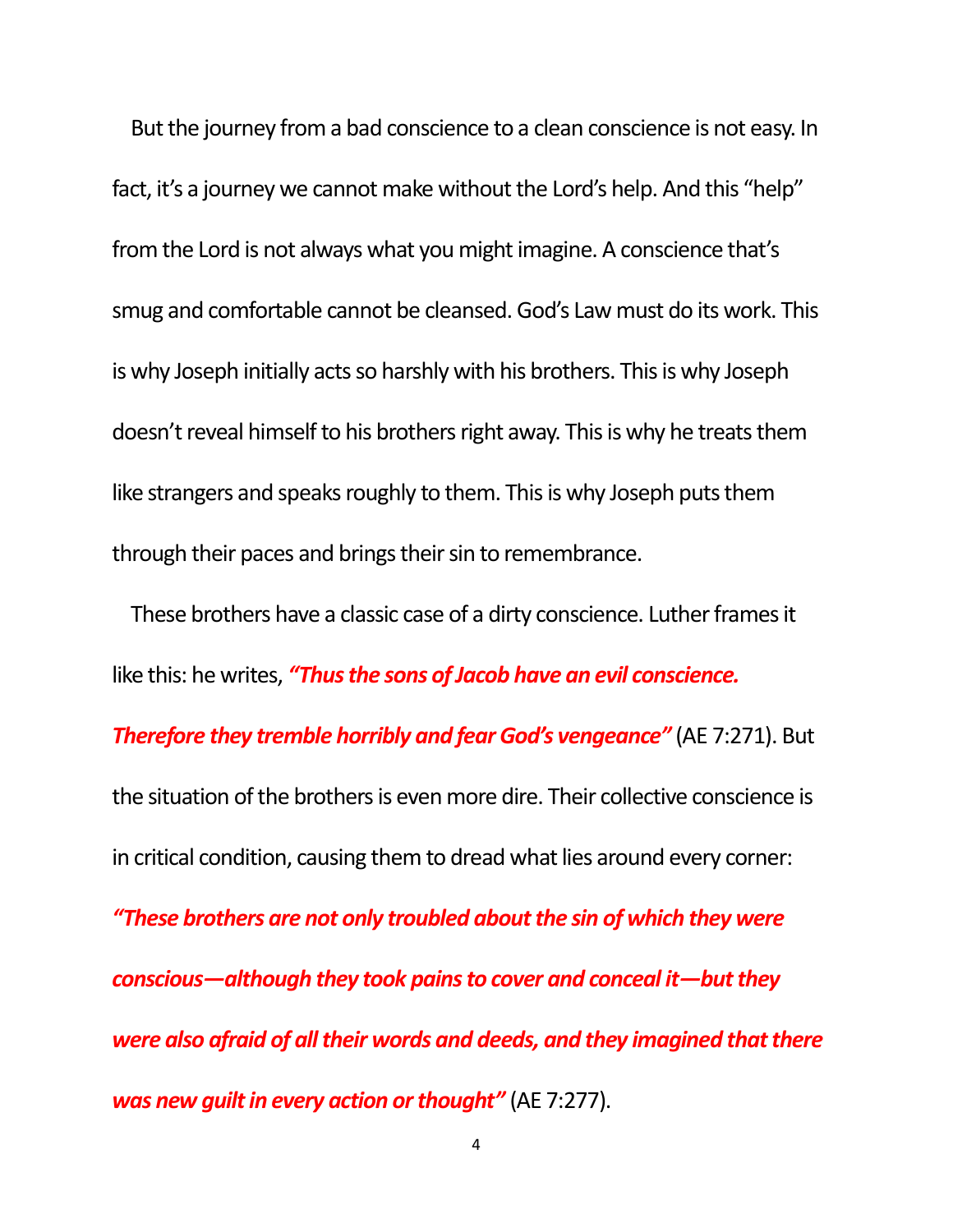But the journey from a bad conscience to a clean conscience is not easy. In fact, it's a journey we cannot make without the Lord's help. And this "help" from the Lord is not always what you might imagine. A conscience that's smug and comfortable cannot be cleansed. God's Law must do its work. This is why Joseph initially acts so harshly with his brothers. This is why Joseph doesn't reveal himself to his brothers right away. This is why he treats them like strangers and speaks roughly to them. This is why Joseph puts them through their paces and brings their sin to remembrance.

These brothers have a classic case of a dirty conscience. Luther frames it like this: he writes, ***"Thus the sons of Jacob have an evil conscience. Therefore they tremble horribly and fear God's vengeance"*** (AE 7:271). But the situation of the brothers is even more dire. Their collective conscience is in critical condition, causing them to dread what lies around every corner: ***"These brothers are not only troubled about the sin of which they were conscious—although they took pains to cover and conceal it—but they were also afraid of all their words and deeds, and they imagined that there was new guilt in every action or thought"*** (AE 7:277).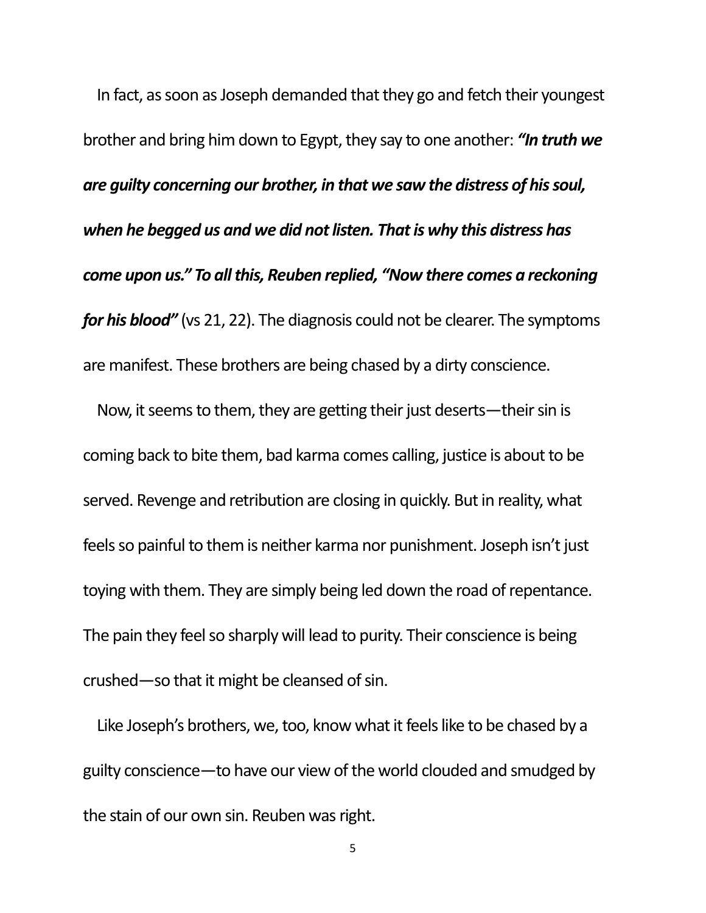In fact, as soon as Joseph demanded that they go and fetch their youngest brother and bring him down to Egypt, they say to one another: ***"In truth we are guilty concerning our brother, in that we saw the distress of his soul, when he begged us and we did not listen. That is why this distress has come upon us." To all this, Reuben replied, "Now there comes a reckoning for his blood"*** (vs 21, 22). The diagnosis could not be clearer. The symptoms are manifest. These brothers are being chased by a dirty conscience.

Now, it seems to them, they are getting their just deserts—their sin is coming back to bite them, bad karma comes calling, justice is about to be served. Revenge and retribution are closing in quickly. But in reality, what feels so painful to them is neither karma nor punishment. Joseph isn't just toying with them. They are simply being led down the road of repentance. The pain they feel so sharply will lead to purity. Their conscience is being crushed—so that it might be cleansed of sin.

Like Joseph's brothers, we, too, know what it feels like to be chased by a guilty conscience—to have our view of the world clouded and smudged by the stain of our own sin. Reuben was right.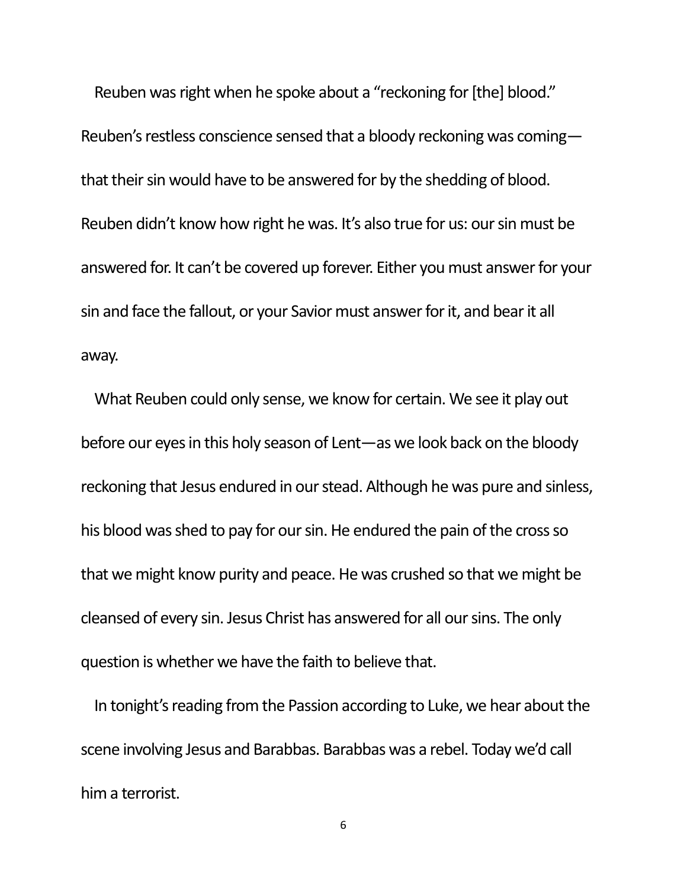Reuben was right when he spoke about a "reckoning for [the] blood." Reuben's restless conscience sensed that a bloody reckoning was coming—that their sin would have to be answered for by the shedding of blood. Reuben didn't know how right he was. It's also true for us: our sin must be answered for. It can't be covered up forever. Either you must answer for your sin and face the fallout, or your Savior must answer for it, and bear it all away.

What Reuben could only sense, we know for certain. We see it play out before our eyes in this holy season of Lent—as we look back on the bloody reckoning that Jesus endured in our stead. Although he was pure and sinless, his blood was shed to pay for our sin. He endured the pain of the cross so that we might know purity and peace. He was crushed so that we might be cleansed of every sin. Jesus Christ has answered for all our sins. The only question is whether we have the faith to believe that.

In tonight's reading from the Passion according to Luke, we hear about the scene involving Jesus and Barabbas. Barabbas was a rebel. Today we'd call him a terrorist.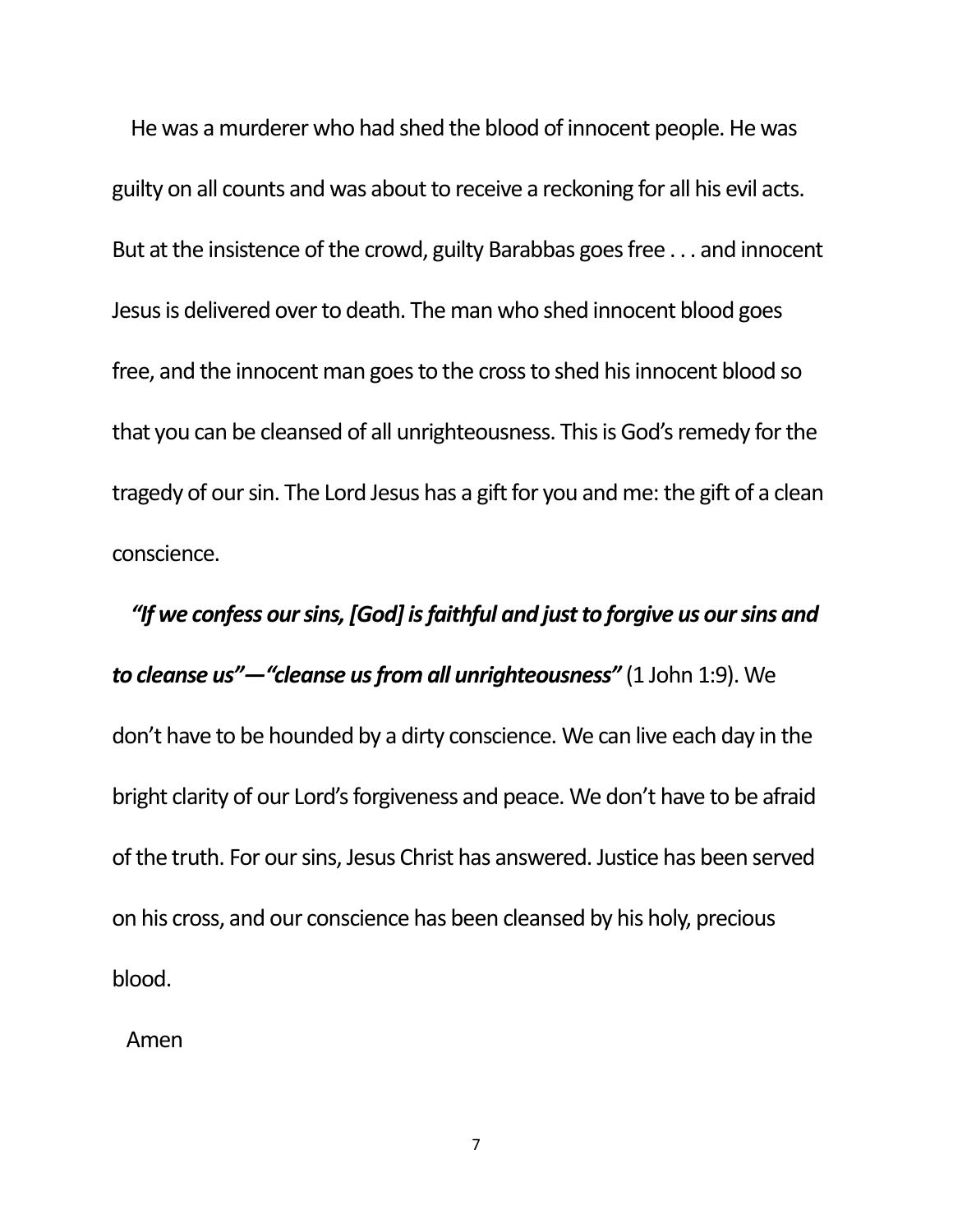He was a murderer who had shed the blood of innocent people. He was guilty on all counts and was about to receive a reckoning for all his evil acts. But at the insistence of the crowd, guilty Barabbas goes free . . . and innocent Jesus is delivered over to death. The man who shed innocent blood goes free, and the innocent man goes to the cross to shed his innocent blood so that you can be cleansed of all unrighteousness. This is God's remedy for the tragedy of our sin. The Lord Jesus has a gift for you and me: the gift of a clean conscience.

***"If we confess our sins, [God] is faithful and just to forgive us our sins and to cleanse us"—"cleanse us from all unrighteousness"*** (1 John 1:9). We don't have to be hounded by a dirty conscience. We can live each day in the bright clarity of our Lord's forgiveness and peace. We don't have to be afraid of the truth. For our sins, Jesus Christ has answered. Justice has been served on his cross, and our conscience has been cleansed by his holy, precious blood.

Amen